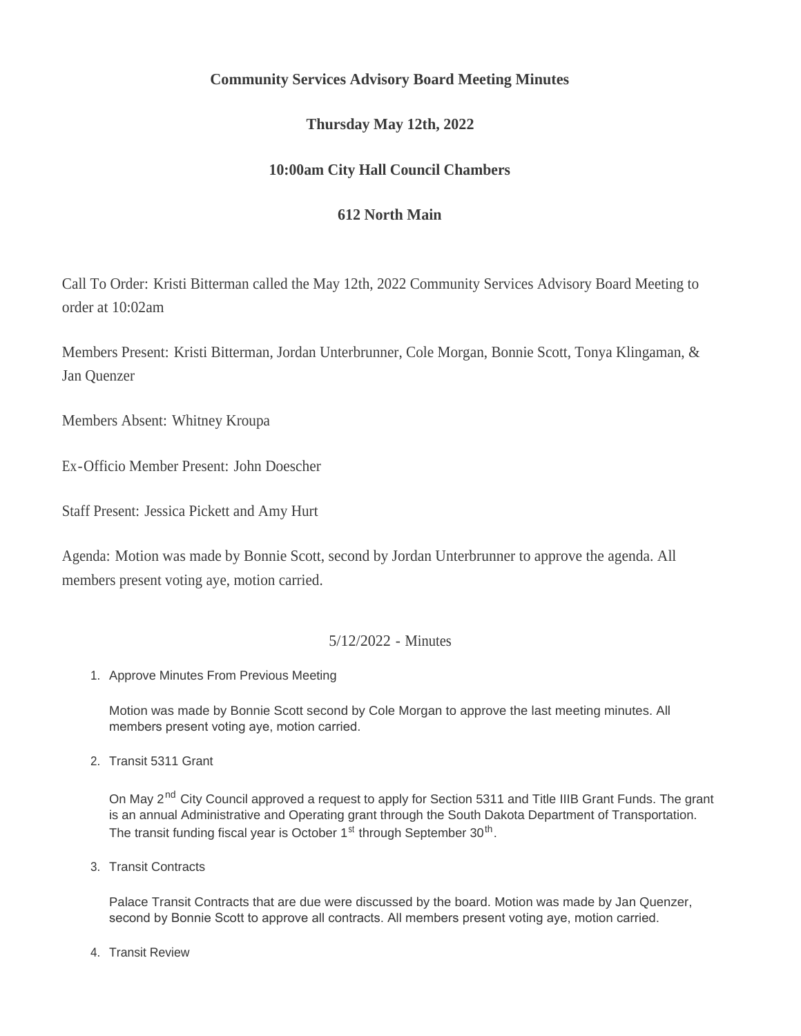**Community Services Advisory Board Meeting Minutes**

**Thursday May 12th, 2022**

**10:00am City Hall Council Chambers**

**612 North Main**

Call To Order: Kristi Bitterman called the May 12th, 2022 Community Services Advisory Board Meeting to order at 10:02am

Members Present: Kristi Bitterman, Jordan Unterbrunner, Cole Morgan, Bonnie Scott, Tonya Klingaman, & Jan Quenzer

Members Absent: Whitney Kroupa

Ex-Officio Member Present: John Doescher

Staff Present: Jessica Pickett and Amy Hurt

Agenda: Motion was made by Bonnie Scott, second by Jordan Unterbrunner to approve the agenda. All members present voting aye, motion carried.

5/12/2022 - Minutes

1. Approve Minutes From Previous Meeting

   Motion was made by Bonnie Scott second by Cole Morgan to approve the last meeting minutes. All members present voting aye, motion carried.

2. Transit 5311 Grant

   On May 2nd City Council approved a request to apply for Section 5311 and Title IIIB Grant Funds. The grant is an annual Administrative and Operating grant through the South Dakota Department of Transportation. The transit funding fiscal year is October 1st through September 30th.

3. Transit Contracts

   Palace Transit Contracts that are due were discussed by the board. Motion was made by Jan Quenzer, second by Bonnie Scott to approve all contracts. All members present voting aye, motion carried.

4. Transit Review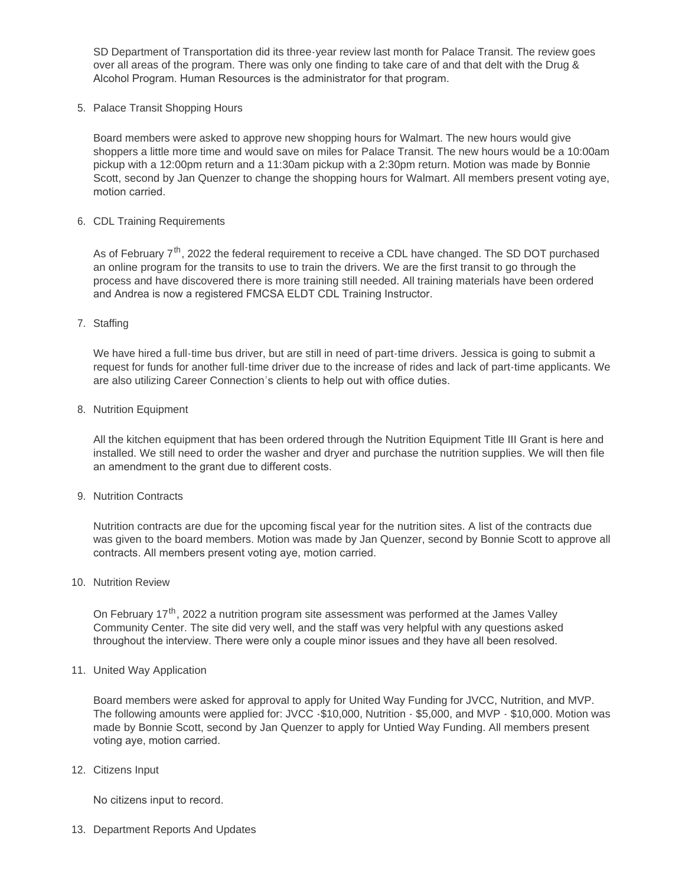SD Department of Transportation did its three-year review last month for Palace Transit. The review goes over all areas of the program. There was only one finding to take care of and that delt with the Drug & Alcohol Program. Human Resources is the administrator for that program.

5. Palace Transit Shopping Hours

   Board members were asked to approve new shopping hours for Walmart. The new hours would give shoppers a little more time and would save on miles for Palace Transit. The new hours would be a 10:00am pickup with a 12:00pm return and a 11:30am pickup with a 2:30pm return. Motion was made by Bonnie Scott, second by Jan Quenzer to change the shopping hours for Walmart. All members present voting aye, motion carried.

6. CDL Training Requirements

   As of February 7th, 2022 the federal requirement to receive a CDL have changed. The SD DOT purchased an online program for the transits to use to train the drivers. We are the first transit to go through the process and have discovered there is more training still needed. All training materials have been ordered and Andrea is now a registered FMCSA ELDT CDL Training Instructor.

7. Staffing

   We have hired a full-time bus driver, but are still in need of part-time drivers. Jessica is going to submit a request for funds for another full-time driver due to the increase of rides and lack of part-time applicants. We are also utilizing Career Connection's clients to help out with office duties.

8. Nutrition Equipment

   All the kitchen equipment that has been ordered through the Nutrition Equipment Title III Grant is here and installed. We still need to order the washer and dryer and purchase the nutrition supplies. We will then file an amendment to the grant due to different costs.

9. Nutrition Contracts

   Nutrition contracts are due for the upcoming fiscal year for the nutrition sites. A list of the contracts due was given to the board members. Motion was made by Jan Quenzer, second by Bonnie Scott to approve all contracts. All members present voting aye, motion carried.

10. Nutrition Review

    On February 17th, 2022 a nutrition program site assessment was performed at the James Valley Community Center. The site did very well, and the staff was very helpful with any questions asked throughout the interview. There were only a couple minor issues and they have all been resolved.

11. United Way Application

    Board members were asked for approval to apply for United Way Funding for JVCC, Nutrition, and MVP. The following amounts were applied for: JVCC -$10,000, Nutrition - $5,000, and MVP - $10,000. Motion was made by Bonnie Scott, second by Jan Quenzer to apply for Untied Way Funding. All members present voting aye, motion carried.

12. Citizens Input

    No citizens input to record.

13. Department Reports And Updates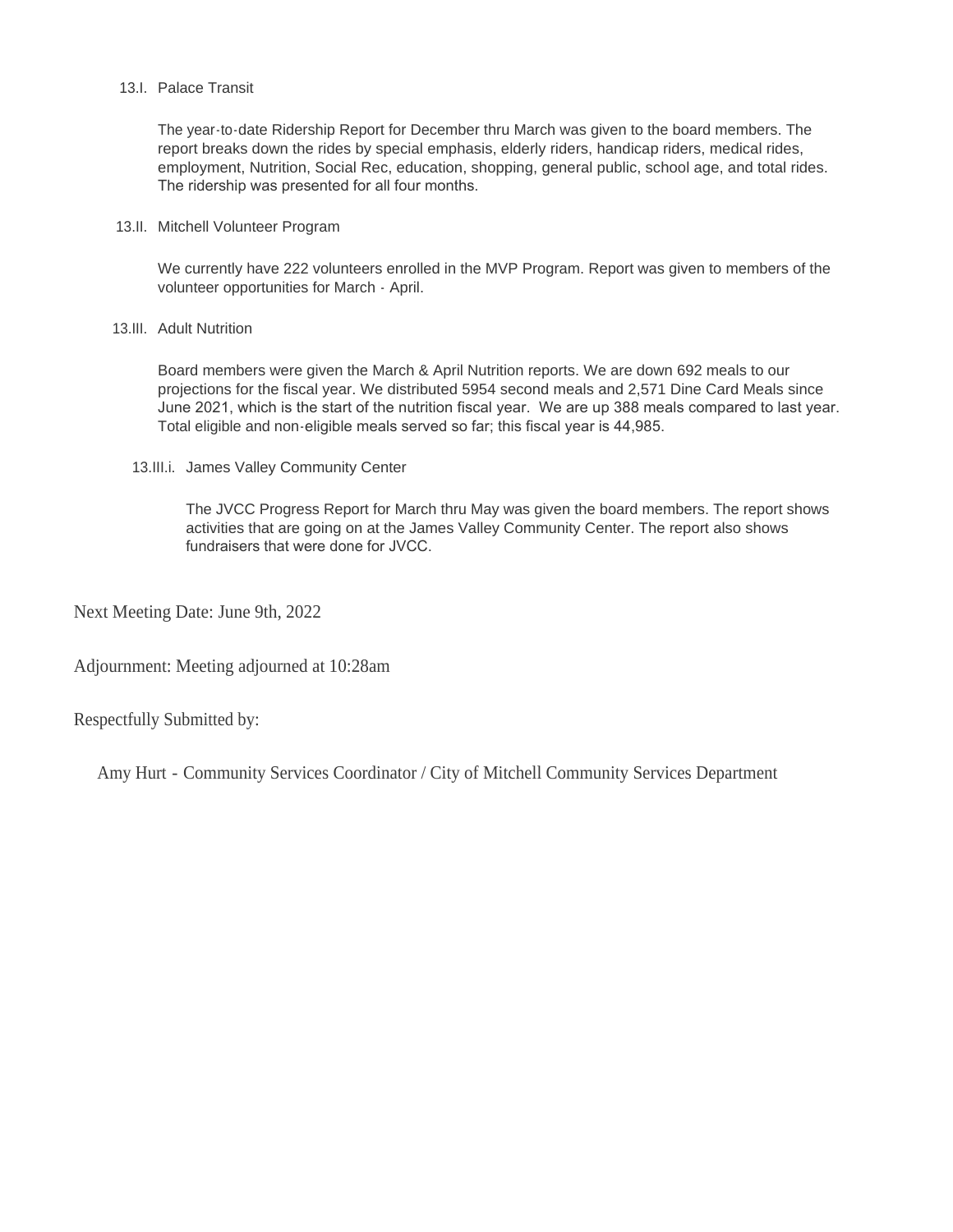13.I. Palace Transit

The year-to-date Ridership Report for December thru March was given to the board members. The report breaks down the rides by special emphasis, elderly riders, handicap riders, medical rides, employment, Nutrition, Social Rec, education, shopping, general public, school age, and total rides. The ridership was presented for all four months.

13.II. Mitchell Volunteer Program

We currently have 222 volunteers enrolled in the MVP Program. Report was given to members of the volunteer opportunities for March - April.

13.III. Adult Nutrition

Board members were given the March & April Nutrition reports. We are down 692 meals to our projections for the fiscal year. We distributed 5954 second meals and 2,571 Dine Card Meals since June 2021, which is the start of the nutrition fiscal year. We are up 388 meals compared to last year. Total eligible and non-eligible meals served so far; this fiscal year is 44,985.

13.III.i. James Valley Community Center

The JVCC Progress Report for March thru May was given the board members. The report shows activities that are going on at the James Valley Community Center. The report also shows fundraisers that were done for JVCC.

Next Meeting Date: June 9th, 2022

Adjournment: Meeting adjourned at 10:28am

Respectfully Submitted by:

Amy Hurt - Community Services Coordinator / City of Mitchell Community Services Department